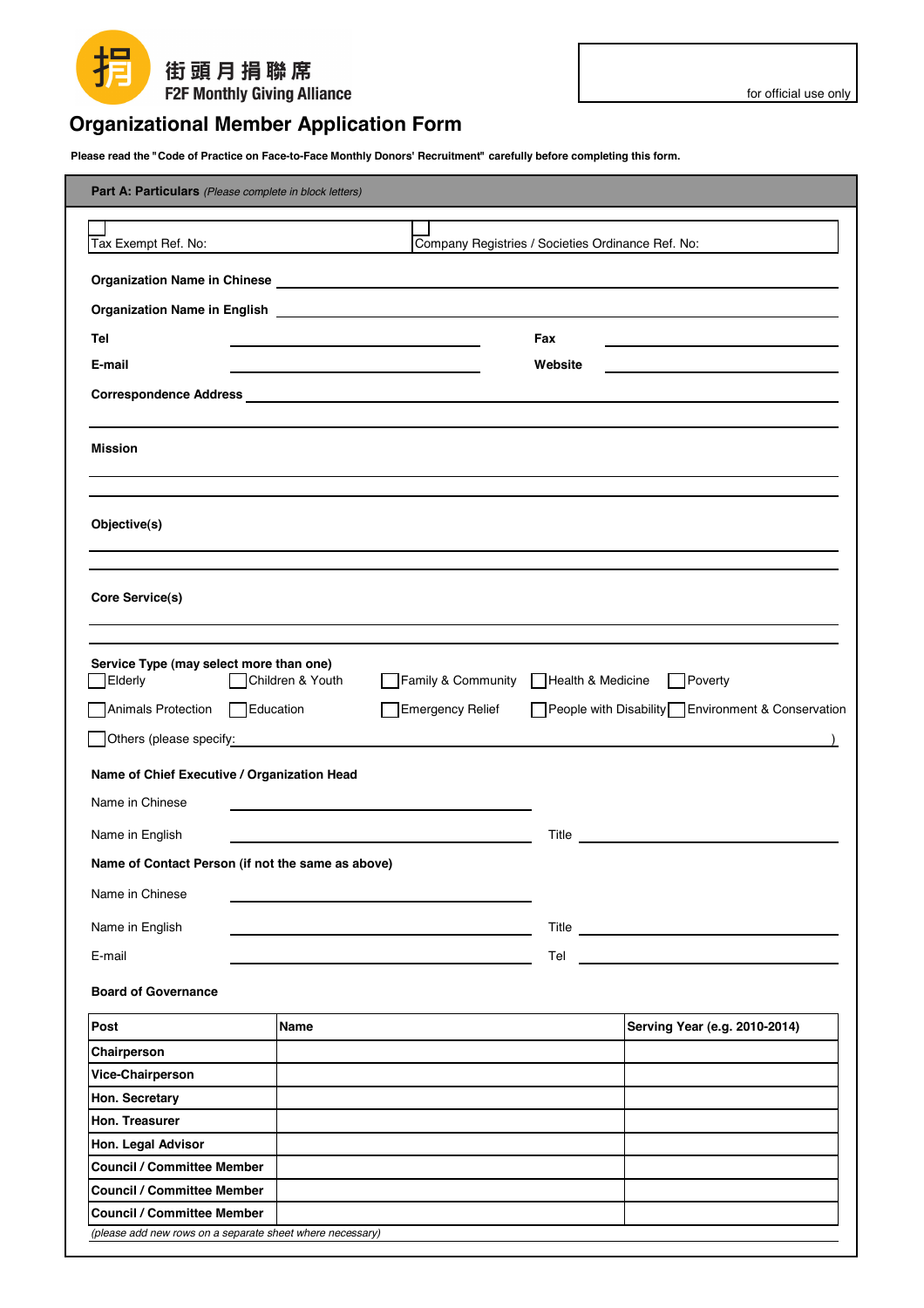街頭月捐聯席
F2F Monthly Giving Alliance

for official use only

# Organizational Member Application Form

**Please read the "Code of Practice on Face-to-Face Monthly Donors' Recruitment" carefully before completing this form.**

## Part A: Particulars *(Please complete in block letters)*

☐ Tax Exempt Ref. No:                    ☐ Company Registries / Societies Ordinance Ref. No:

**Organization Name in Chinese** ______________________________

**Organization Name in English** ______________________________

**Tel** ____________________          **Fax** ____________________

**E-mail** ____________________          **Website** ____________________

**Correspondence Address** ______________________________

______________________________

**Mission**

______________________________

______________________________

**Objective(s)**

______________________________

______________________________

**Core Service(s)**

______________________________

______________________________

**Service Type (may select more than one)**

☐ Elderly ☐ Children & Youth ☐ Family & Community ☐ Health & Medicine ☐ Poverty

☐ Animals Protection ☐ Education ☐ Emergency Relief ☐ People with Disability ☐ Environment & Conservation

☐ Others (please specify: ______________________________ )

**Name of Chief Executive / Organization Head**

Name in Chinese ____________________

Name in English ____________________          Title ____________________

**Name of Contact Person (if not the same as above)**

Name in Chinese ____________________

Name in English ____________________          Title ____________________

E-mail ____________________          Tel ____________________

**Board of Governance**

| Post | Name | Serving Year (e.g. 2010-2014) |
|---|---|---|
| Chairperson | | |
| Vice-Chairperson | | |
| Hon. Secretary | | |
| Hon. Treasurer | | |
| Hon. Legal Advisor | | |
| Council / Committee Member | | |
| Council / Committee Member | | |
| Council / Committee Member | | |

*(please add new rows on a separate sheet where necessary)*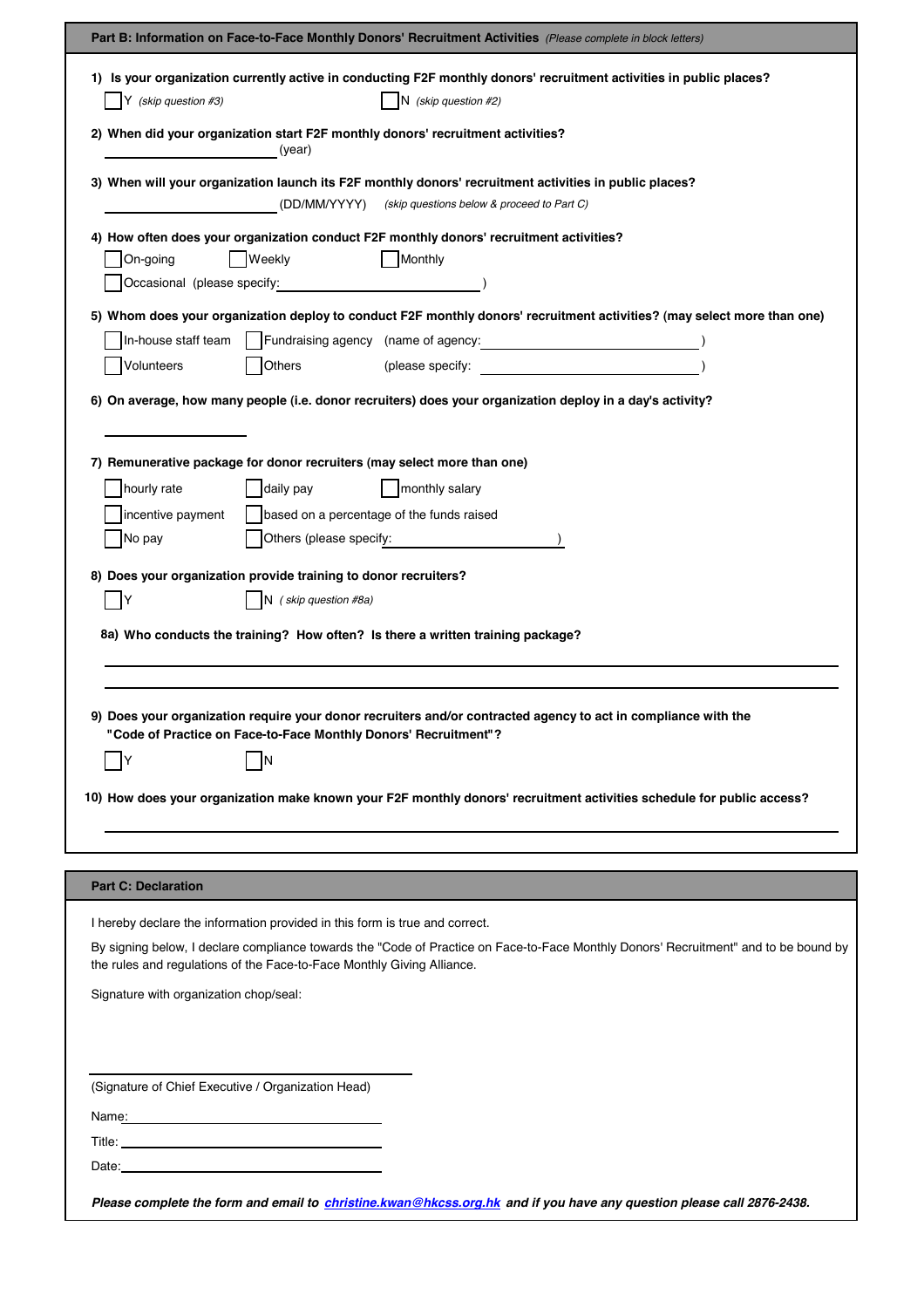## Part B: Information on Face-to-Face Monthly Donors' Recruitment Activities *(Please complete in block letters)*

**1) Is your organization currently active in conducting F2F monthly donors' recruitment activities in public places?**

☐ Y *(skip question #3)*  ☐ N *(skip question #2)*

**2) When did your organization start F2F monthly donors' recruitment activities?**

\_\_\_\_\_\_\_\_\_\_\_\_\_\_\_\_\_\_\_\_ (year)

**3) When will your organization launch its F2F monthly donors' recruitment activities in public places?**

\_\_\_\_\_\_\_\_\_\_\_\_\_\_\_\_\_\_\_\_ (DD/MM/YYYY) *(skip questions below & proceed to Part C)*

**4) How often does your organization conduct F2F monthly donors' recruitment activities?**

☐ On-going  ☐ Weekly  ☐ Monthly

☐ Occasional (please specify: \_\_\_\_\_\_\_\_\_\_\_\_\_\_\_\_\_\_\_\_ )

**5) Whom does your organization deploy to conduct F2F monthly donors' recruitment activities? (may select more than one)**

☐ In-house staff team  ☐ Fundraising agency (name of agency: \_\_\_\_\_\_\_\_\_\_\_\_\_\_\_\_\_\_\_\_ )

☐ Volunteers  ☐ Others (please specify: \_\_\_\_\_\_\_\_\_\_\_\_\_\_\_\_\_\_\_\_ )

**6) On average, how many people (i.e. donor recruiters) does your organization deploy in a day's activity?**

\_\_\_\_\_\_\_\_\_\_\_\_\_\_\_\_\_\_\_\_

**7) Remunerative package for donor recruiters (may select more than one)**

☐ hourly rate  ☐ daily pay  ☐ monthly salary

☐ incentive payment  ☐ based on a percentage of the funds raised

☐ No pay  ☐ Others (please specify: \_\_\_\_\_\_\_\_\_\_\_\_\_\_\_\_\_\_\_\_ )

**8) Does your organization provide training to donor recruiters?**

☐ Y  ☐ N *( skip question #8a)*

**8a) Who conducts the training? How often? Is there a written training package?**

\_\_\_\_\_\_\_\_\_\_\_\_\_\_\_\_\_\_\_\_\_\_\_\_\_\_\_\_\_\_\_\_\_\_\_\_\_\_\_\_

\_\_\_\_\_\_\_\_\_\_\_\_\_\_\_\_\_\_\_\_\_\_\_\_\_\_\_\_\_\_\_\_\_\_\_\_\_\_\_\_

**9) Does your organization require your donor recruiters and/or contracted agency to act in compliance with the "Code of Practice on Face-to-Face Monthly Donors' Recruitment"?**

☐ Y  ☐ N

**10) How does your organization make known your F2F monthly donors' recruitment activities schedule for public access?**

\_\_\_\_\_\_\_\_\_\_\_\_\_\_\_\_\_\_\_\_\_\_\_\_\_\_\_\_\_\_\_\_\_\_\_\_\_\_\_\_

## Part C: Declaration

I hereby declare the information provided in this form is true and correct.

By signing below, I declare compliance towards the "Code of Practice on Face-to-Face Monthly Donors' Recruitment" and to be bound by the rules and regulations of the Face-to-Face Monthly Giving Alliance.

Signature with organization chop/seal:

\_\_\_\_\_\_\_\_\_\_\_\_\_\_\_\_\_\_\_\_\_\_\_\_\_\_\_\_\_\_

(Signature of Chief Executive / Organization Head)

Name: \_\_\_\_\_\_\_\_\_\_\_\_\_\_\_\_\_\_\_\_

Title: \_\_\_\_\_\_\_\_\_\_\_\_\_\_\_\_\_\_\_\_

Date: \_\_\_\_\_\_\_\_\_\_\_\_\_\_\_\_\_\_\_\_

***Please complete the form and email to christine.kwan@hkcss.org.hk and if you have any question please call 2876-2438.***